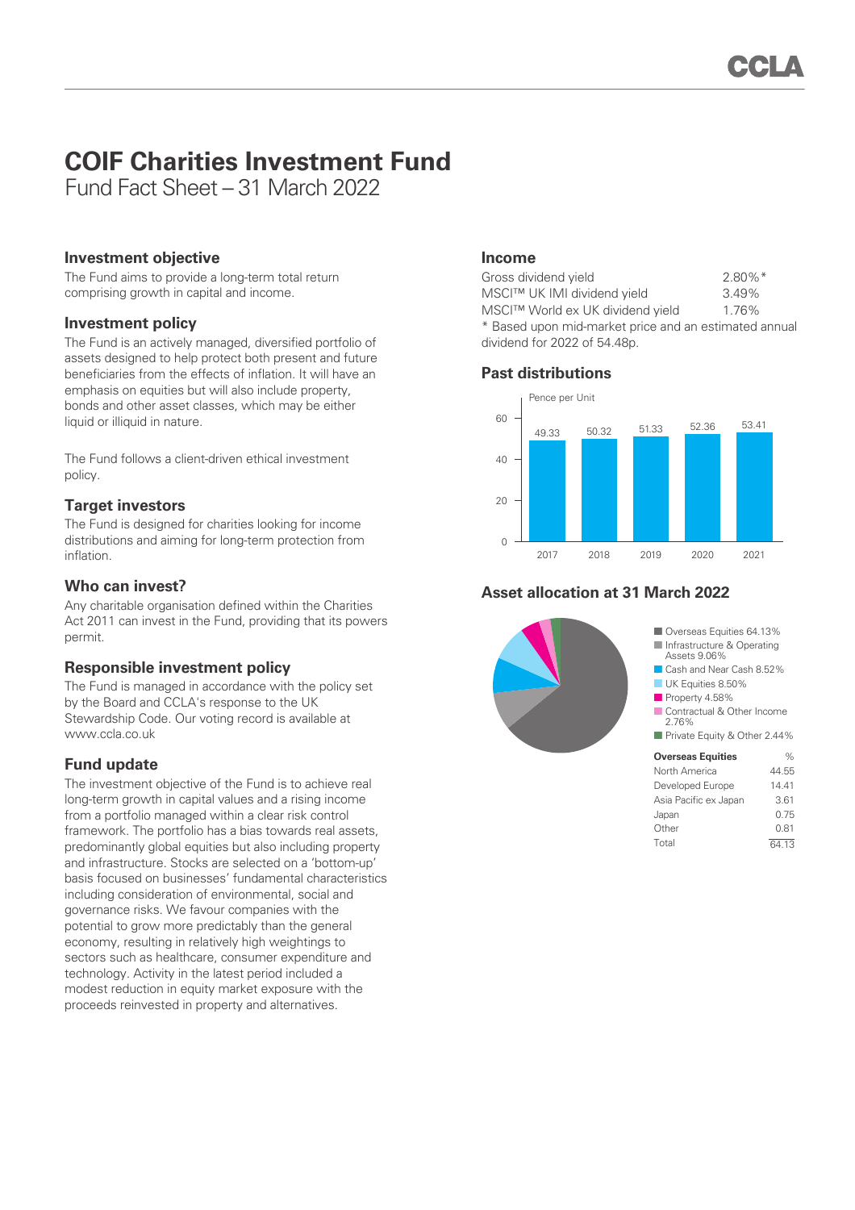# COIF Charities Investment Fund

Fund Fact Sheet – 31 March 2022

## Investment objective

The Fund aims to provide a long-term total return comprising growth in capital and income.

## Investment policy

The Fund is an actively managed, diversified portfolio of assets designed to help protect both present and future beneficiaries from the effects of inflation. It will have an emphasis on equities but will also include property, bonds and other asset classes, which may be either liquid or illiquid in nature.

The Fund follows a client-driven ethical investment policy.

## Target investors

The Fund is designed for charities looking for income distributions and aiming for long-term protection from inflation.

## Who can invest?

Any charitable organisation defined within the Charities Act 2011 can invest in the Fund, providing that its powers permit.

## Responsible investment policy

The Fund is managed in accordance with the policy set by the Board and CCLA's response to the UK Stewardship Code. Our voting record is available at www.ccla.co.uk

## Fund update

The investment objective of the Fund is to achieve real long-term growth in capital values and a rising income from a portfolio managed within a clear risk control framework. The portfolio has a bias towards real assets, predominantly global equities but also including property and infrastructure. Stocks are selected on a 'bottom-up' basis focused on businesses' fundamental characteristics including consideration of environmental, social and governance risks. We favour companies with the potential to grow more predictably than the general economy, resulting in relatively high weightings to sectors such as healthcare, consumer expenditure and technology. Activity in the latest period included a modest reduction in equity market exposure with the proceeds reinvested in property and alternatives.

## Income

| | |
|---|---|
| Gross dividend yield | 2.80%* |
| MSCI™ UK IMI dividend yield | 3.49% |
| MSCI™ World ex UK dividend yield | 1.76% |

\* Based upon mid-market price and an estimated annual dividend for 2022 of 54.48p.

## Past distributions

Pence per Unit

| Year | Pence per Unit |
|---|---|
| 2017 | 49.33 |
| 2018 | 50.32 |
| 2019 | 51.33 |
| 2020 | 52.36 |
| 2021 | 53.41 |

## Asset allocation at 31 March 2022

- Overseas Equities 64.13%
- Infrastructure & Operating Assets 9.06%
- Cash and Near Cash 8.52%
- UK Equities 8.50%
- Property 4.58%
- Contractual & Other Income 2.76%
- Private Equity & Other 2.44%

| Overseas Equities | % |
|---|---|
| North America | 44.55 |
| Developed Europe | 14.41 |
| Asia Pacific ex Japan | 3.61 |
| Japan | 0.75 |
| Other | 0.81 |
| Total | 64.13 |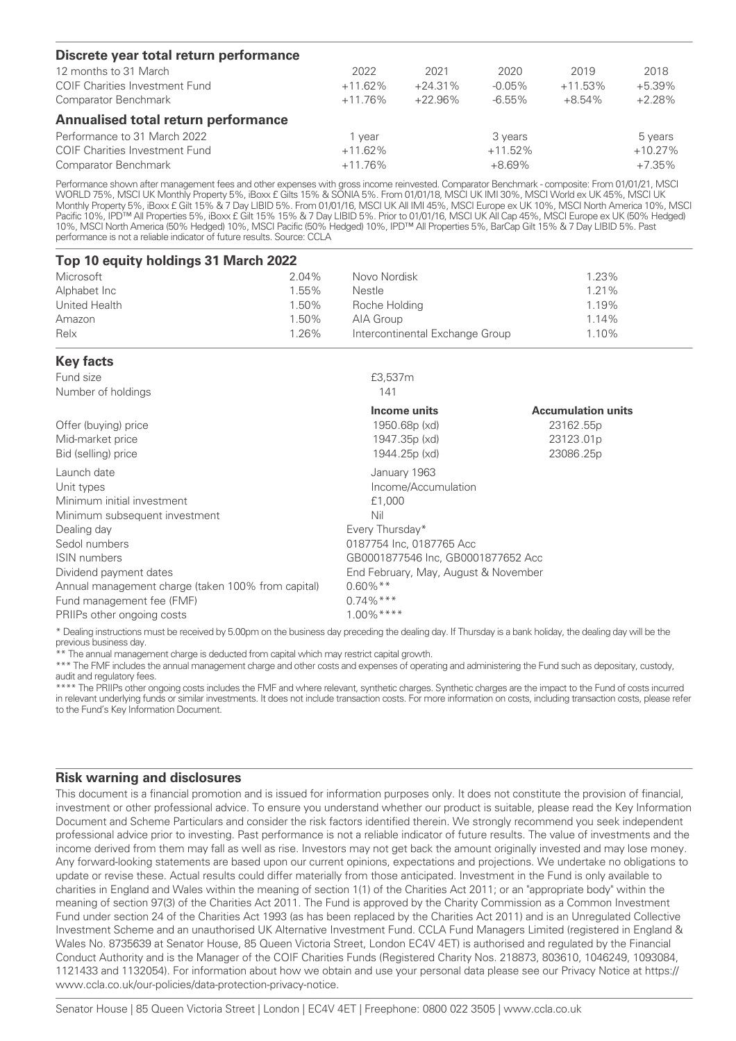## Discrete year total return performance

| 12 months to 31 March | 2022 | 2021 | 2020 | 2019 | 2018 |
|---|---|---|---|---|---|
| COIF Charities Investment Fund | +11.62% | +24.31% | -0.05% | +11.53% | +5.39% |
| Comparator Benchmark | +11.76% | +22.96% | -6.55% | +8.54% | +2.28% |

## Annualised total return performance

| Performance to 31 March 2022 | 1 year | 3 years | 5 years |
|---|---|---|---|
| COIF Charities Investment Fund | +11.62% | +11.52% | +10.27% |
| Comparator Benchmark | +11.76% | +8.69% | +7.35% |

Performance shown after management fees and other expenses with gross income reinvested. Comparator Benchmark - composite: From 01/01/21, MSCI WORLD 75%, MSCI UK Monthly Property 5%, iBoxx £ Gilts 15% & SONIA 5%. From 01/01/18, MSCI UK IMI 30%, MSCI World ex UK 45%, MSCI UK Monthly Property 5%, iBoxx £ Gilt 15% & 7 Day LIBID 5%. From 01/01/16, MSCI UK All IMI 45%, MSCI Europe ex UK 10%, MSCI North America 10%, MSCI Pacific 10%, IPD™ All Properties 5%, iBoxx £ Gilt 15% 15% & 7 Day LIBID 5%. Prior to 01/01/16, MSCI UK All Cap 45%, MSCI Europe ex UK (50% Hedged) 10%, MSCI North America (50% Hedged) 10%, MSCI Pacific (50% Hedged) 10%, IPD™ All Properties 5%, BarCap Gilt 15% & 7 Day LIBID 5%. Past performance is not a reliable indicator of future results. Source: CCLA

## Top 10 equity holdings 31 March 2022

| | | | |
|---|---|---|---|
| Microsoft | 2.04% | Novo Nordisk | 1.23% |
| Alphabet Inc | 1.55% | Nestle | 1.21% |
| United Health | 1.50% | Roche Holding | 1.19% |
| Amazon | 1.50% | AIA Group | 1.14% |
| Relx | 1.26% | Intercontinental Exchange Group | 1.10% |

## Key facts

| | | |
|---|---|---|
| Fund size | £3,537m | |
| Number of holdings | 141 | |
| | **Income units** | **Accumulation units** |
| Offer (buying) price | 1950.68p (xd) | 23162.55p |
| Mid-market price | 1947.35p (xd) | 23123.01p |
| Bid (selling) price | 1944.25p (xd) | 23086.25p |
| Launch date | January 1963 | |
| Unit types | Income/Accumulation | |
| Minimum initial investment | £1,000 | |
| Minimum subsequent investment | Nil | |
| Dealing day | Every Thursday* | |
| Sedol numbers | 0187754 Inc, 0187765 Acc | |
| ISIN numbers | GB0001877546 Inc, GB0001877652 Acc | |
| Dividend payment dates | End February, May, August & November | |
| Annual management charge (taken 100% from capital) | 0.60%** | |
| Fund management fee (FMF) | 0.74%*** | |
| PRIIPs other ongoing costs | 1.00%**** | |

* Dealing instructions must be received by 5.00pm on the business day preceding the dealing day. If Thursday is a bank holiday, the dealing day will be the previous business day.

** The annual management charge is deducted from capital which may restrict capital growth.

*** The FMF includes the annual management charge and other costs and expenses of operating and administering the Fund such as depositary, custody, audit and regulatory fees.

**** The PRIIPs other ongoing costs includes the FMF and where relevant, synthetic charges. Synthetic charges are the impact to the Fund of costs incurred in relevant underlying funds or similar investments. It does not include transaction costs. For more information on costs, including transaction costs, please refer to the Fund's Key Information Document.

## Risk warning and disclosures

This document is a financial promotion and is issued for information purposes only. It does not constitute the provision of financial, investment or other professional advice. To ensure you understand whether our product is suitable, please read the Key Information Document and Scheme Particulars and consider the risk factors identified therein. We strongly recommend you seek independent professional advice prior to investing. Past performance is not a reliable indicator of future results. The value of investments and the income derived from them may fall as well as rise. Investors may not get back the amount originally invested and may lose money. Any forward-looking statements are based upon our current opinions, expectations and projections. We undertake no obligations to update or revise these. Actual results could differ materially from those anticipated. Investment in the Fund is only available to charities in England and Wales within the meaning of section 1(1) of the Charities Act 2011; or an "appropriate body" within the meaning of section 97(3) of the Charities Act 2011. The Fund is approved by the Charity Commission as a Common Investment Fund under section 24 of the Charities Act 1993 (as has been replaced by the Charities Act 2011) and is an Unregulated Collective Investment Scheme and an unauthorised UK Alternative Investment Fund. CCLA Fund Managers Limited (registered in England & Wales No. 8735639 at Senator House, 85 Queen Victoria Street, London EC4V 4ET) is authorised and regulated by the Financial Conduct Authority and is the Manager of the COIF Charities Funds (Registered Charity Nos. 218873, 803610, 1046249, 1093084, 1121433 and 1132054). For information about how we obtain and use your personal data please see our Privacy Notice at https://www.ccla.co.uk/our-policies/data-protection-privacy-notice.

Senator House | 85 Queen Victoria Street | London | EC4V 4ET | Freephone: 0800 022 3505 | www.ccla.co.uk